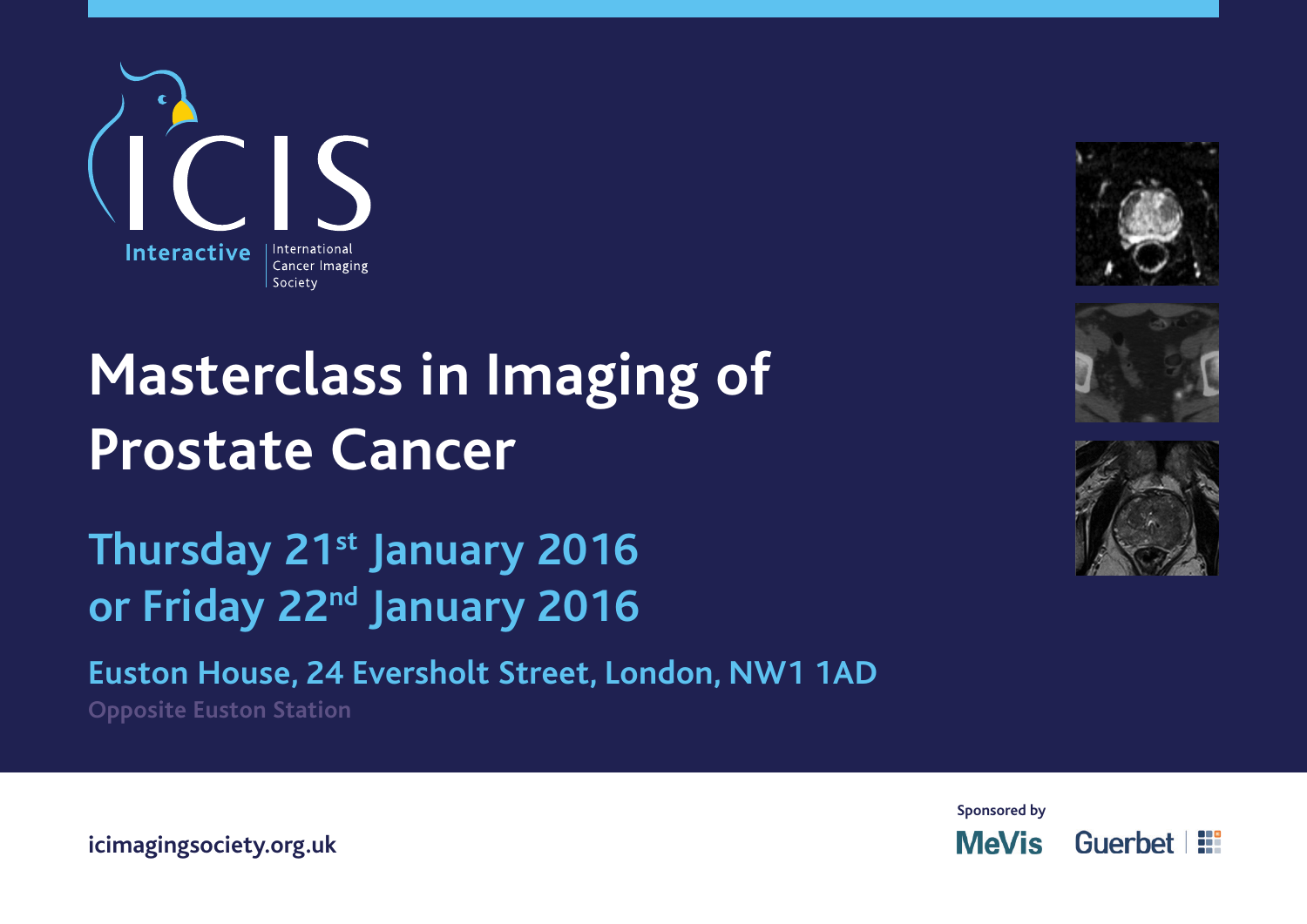ICIS

Interactive | International Cancer Imaging Society

# Masterclass in Imaging of Prostate Cancer

## Thursday 21st January 2016 or Friday 22nd January 2016

**Euston House, 24 Eversholt Street, London, NW1 1AD**

Opposite Euston Station

icimagingsociety.org.uk

Sponsored by

MeVis Guerbet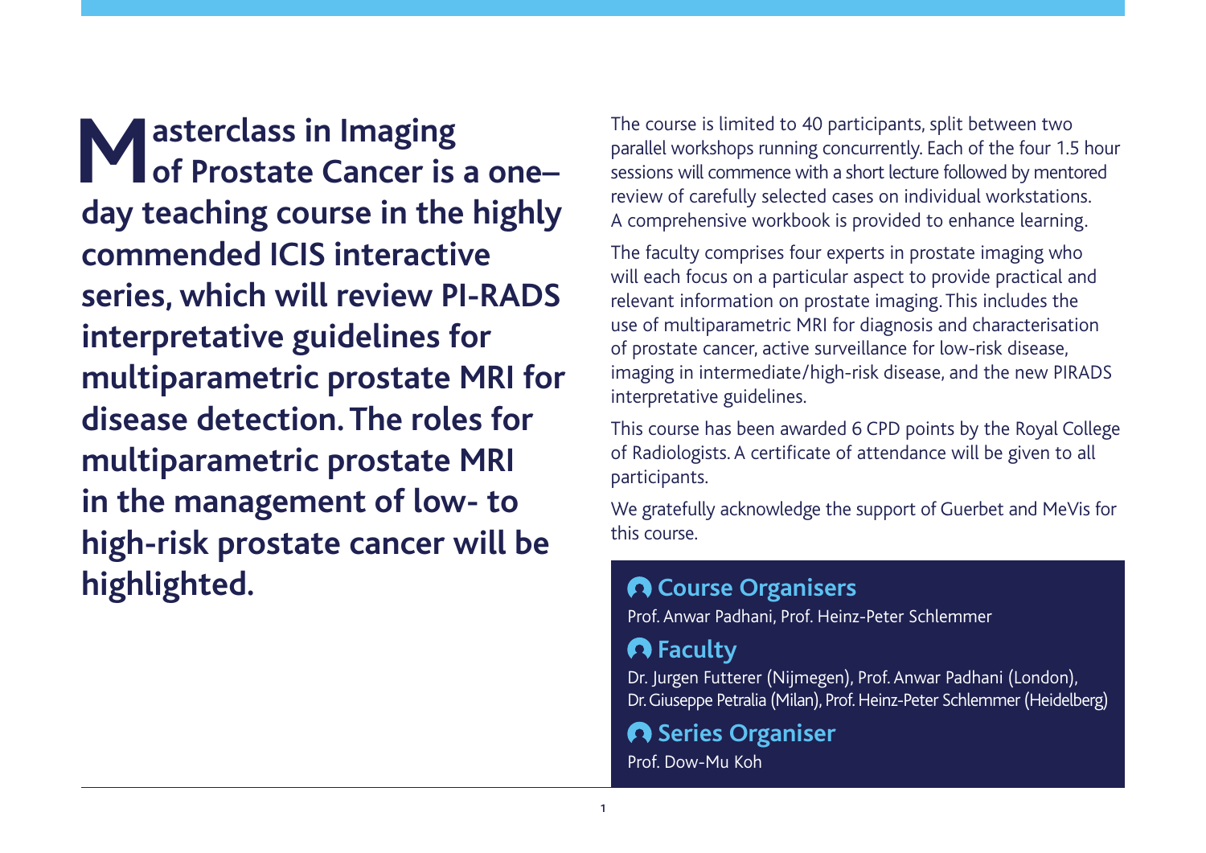**Masterclass in Imaging of Prostate Cancer is a one–day teaching course in the highly commended ICIS interactive series, which will review PI-RADS interpretative guidelines for multiparametric prostate MRI for disease detection. The roles for multiparametric prostate MRI in the management of low- to high-risk prostate cancer will be highlighted.**

The course is limited to 40 participants, split between two parallel workshops running concurrently. Each of the four 1.5 hour sessions will commence with a short lecture followed by mentored review of carefully selected cases on individual workstations. A comprehensive workbook is provided to enhance learning.

The faculty comprises four experts in prostate imaging who will each focus on a particular aspect to provide practical and relevant information on prostate imaging. This includes the use of multiparametric MRI for diagnosis and characterisation of prostate cancer, active surveillance for low-risk disease, imaging in intermediate/high-risk disease, and the new PIRADS interpretative guidelines.

This course has been awarded 6 CPD points by the Royal College of Radiologists. A certificate of attendance will be given to all participants.

We gratefully acknowledge the support of Guerbet and MeVis for this course.

## Course Organisers

Prof. Anwar Padhani, Prof. Heinz-Peter Schlemmer

## Faculty

Dr. Jurgen Futterer (Nijmegen), Prof. Anwar Padhani (London), Dr. Giuseppe Petralia (Milan), Prof. Heinz-Peter Schlemmer (Heidelberg)

## Series Organiser

Prof. Dow-Mu Koh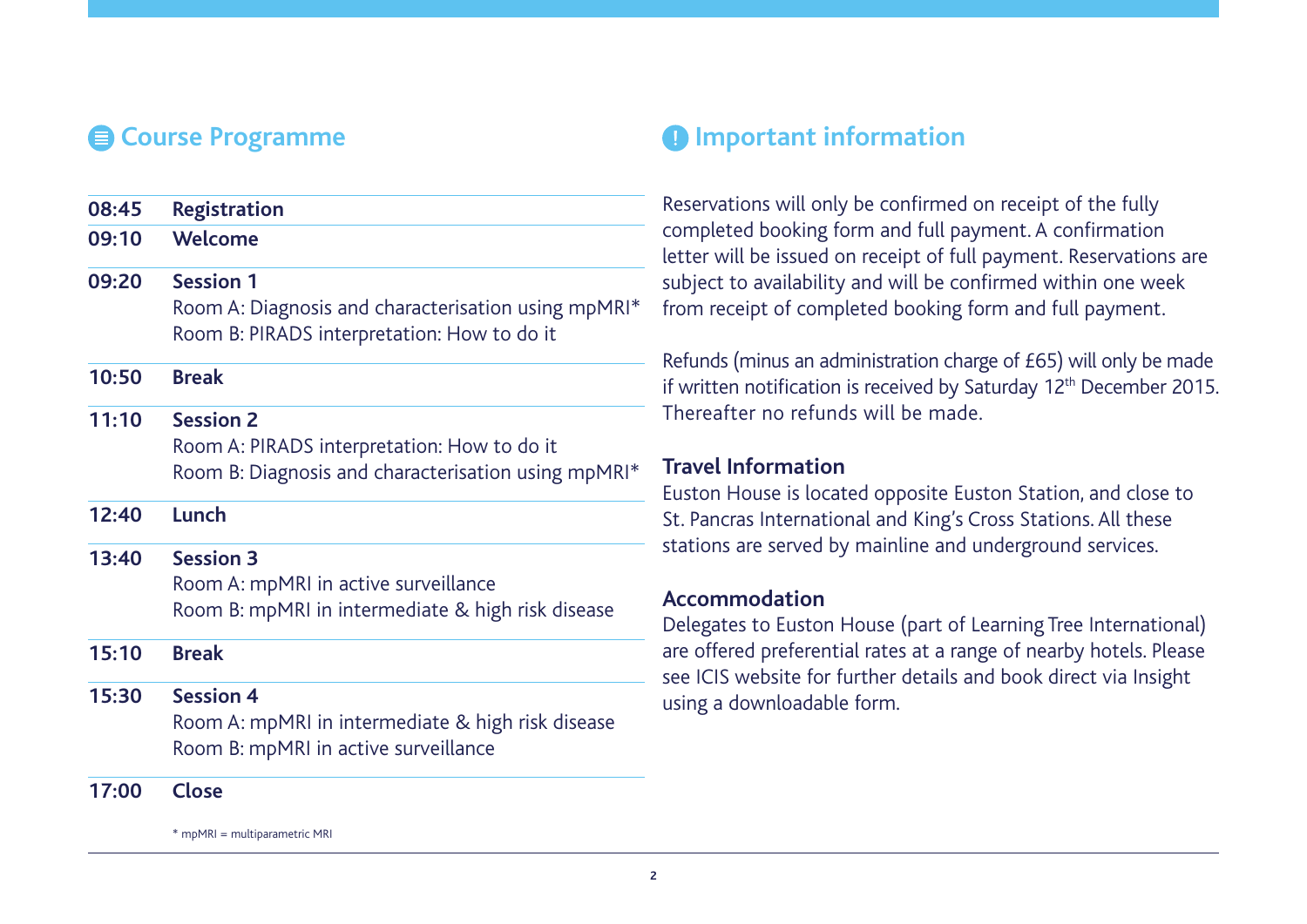## Course Programme

| | |
|---|---|
| **08:45** | **Registration** |
| **09:10** | **Welcome** |
| **09:20** | **Session 1**<br>Room A: Diagnosis and characterisation using mpMRI*<br>Room B: PIRADS interpretation: How to do it |
| **10:50** | **Break** |
| **11:10** | **Session 2**<br>Room A: PIRADS interpretation: How to do it<br>Room B: Diagnosis and characterisation using mpMRI* |
| **12:40** | **Lunch** |
| **13:40** | **Session 3**<br>Room A: mpMRI in active surveillance<br>Room B: mpMRI in intermediate & high risk disease |
| **15:10** | **Break** |
| **15:30** | **Session 4**<br>Room A: mpMRI in intermediate & high risk disease<br>Room B: mpMRI in active surveillance |
| **17:00** | **Close** |

* mpMRI = multiparametric MRI

## Important information

Reservations will only be confirmed on receipt of the fully completed booking form and full payment. A confirmation letter will be issued on receipt of full payment. Reservations are subject to availability and will be confirmed within one week from receipt of completed booking form and full payment.

Refunds (minus an administration charge of £65) will only be made if written notification is received by Saturday 12th December 2015. Thereafter no refunds will be made.

### Travel Information

Euston House is located opposite Euston Station, and close to St. Pancras International and King's Cross Stations. All these stations are served by mainline and underground services.

### Accommodation

Delegates to Euston House (part of Learning Tree International) are offered preferential rates at a range of nearby hotels. Please see ICIS website for further details and book direct via Insight using a downloadable form.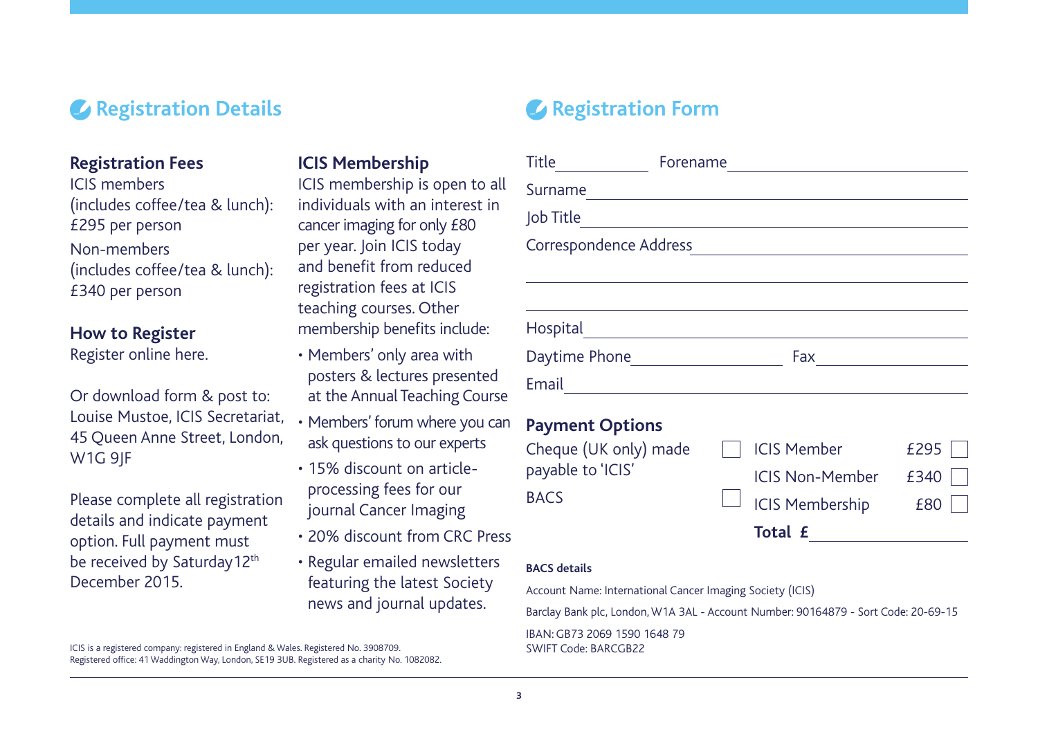## Registration Details

### Registration Fees

ICIS members
(includes coffee/tea & lunch):
£295 per person

Non-members
(includes coffee/tea & lunch):
£340 per person

### How to Register

Register online here.

Or download form & post to:
Louise Mustoe, ICIS Secretariat,
45 Queen Anne Street, London,
W1G 9JF

Please complete all registration details and indicate payment option. Full payment must be received by Saturday12th December 2015.

### ICIS Membership

ICIS membership is open to all individuals with an interest in cancer imaging for only £80 per year. Join ICIS today and benefit from reduced registration fees at ICIS teaching courses. Other membership benefits include:

- Members' only area with posters & lectures presented at the Annual Teaching Course
- Members' forum where you can ask questions to our experts
- 15% discount on article-processing fees for our journal Cancer Imaging
- 20% discount from CRC Press
- Regular emailed newsletters featuring the latest Society news and journal updates.

ICIS is a registered company: registered in England & Wales. Registered No. 3908709.
Registered office: 41 Waddington Way, London, SE19 3UB. Registered as a charity No. 1082082.

## Registration Form

Title ________ Forename ____________________

Surname ____________________

Job Title ____________________

Correspondence Address ____________________

____________________

____________________

Hospital ____________________

Daytime Phone ____________ Fax ____________

Email ____________________

### Payment Options

| | | | | |
|---|---|---|---|---|
| Cheque (UK only) made payable to 'ICIS' | ☐ | ICIS Member | £295 | ☐ |
| | | ICIS Non-Member | £340 | ☐ |
| BACS | ☐ | ICIS Membership | £80 | ☐ |
| | | **Total £** ____________ | | |

**BACS details**

Account Name: International Cancer Imaging Society (ICIS)

Barclay Bank plc, London, W1A 3AL - Account Number: 90164879 - Sort Code: 20-69-15

IBAN: GB73 2069 1590 1648 79
SWIFT Code: BARCGB22